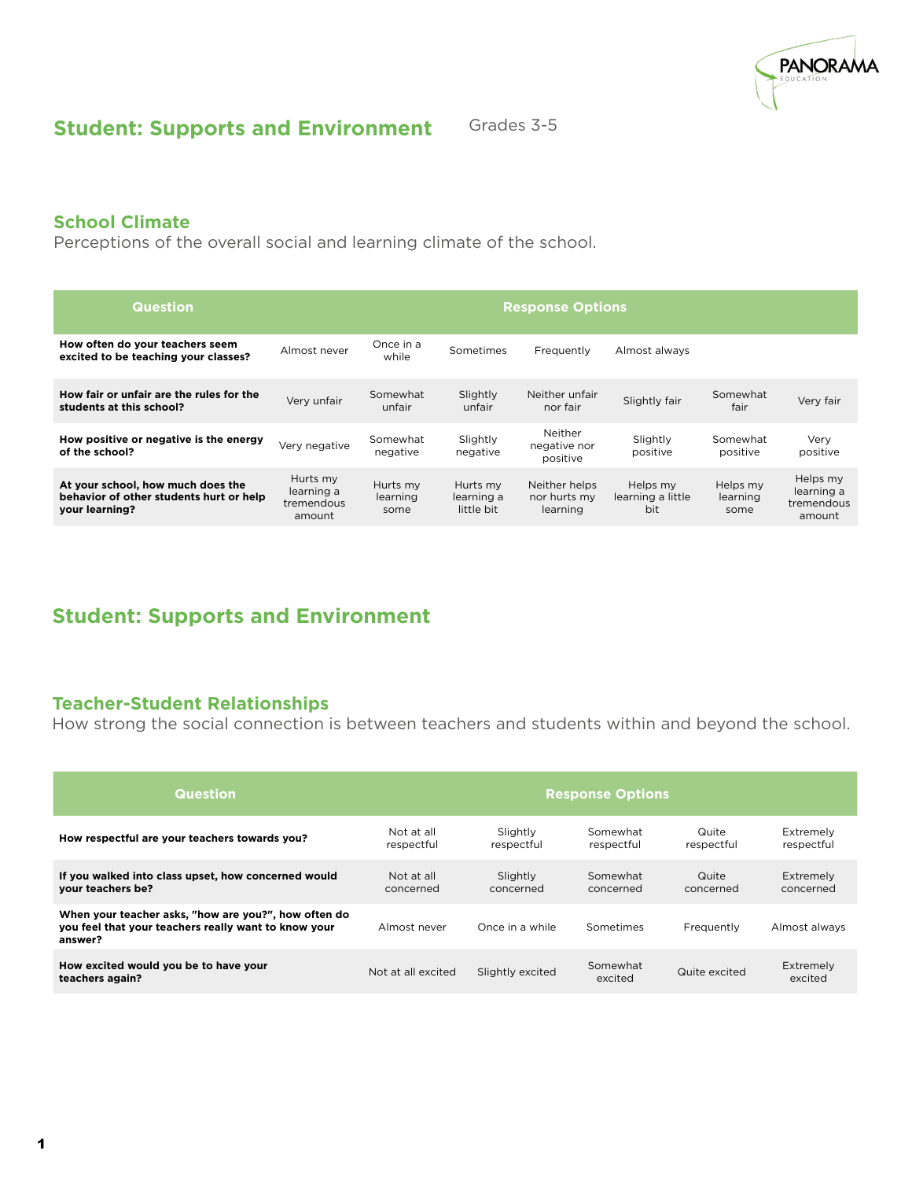# Student: Supports and Environment

Grades 3-5

## School Climate

Perceptions of the overall social and learning climate of the school.

| Question | Response Options | | | | | | |
|---|---|---|---|---|---|---|---|
| **How often do your teachers seem excited to be teaching your classes?** | Almost never | Once in a while | Sometimes | Frequently | Almost always | | |
| **How fair or unfair are the rules for the students at this school?** | Very unfair | Somewhat unfair | Slightly unfair | Neither unfair nor fair | Slightly fair | Somewhat fair | Very fair |
| **How positive or negative is the energy of the school?** | Very negative | Somewhat negative | Slightly negative | Neither negative nor positive | Slightly positive | Somewhat positive | Very positive |
| **At your school, how much does the behavior of other students hurt or help your learning?** | Hurts my learning a tremendous amount | Hurts my learning some | Hurts my learning a little bit | Neither helps nor hurts my learning | Helps my learning a little bit | Helps my learning some | Helps my learning a tremendous amount |

# Student: Supports and Environment

## Teacher-Student Relationships

How strong the social connection is between teachers and students within and beyond the school.

| Question | Response Options | | | | |
|---|---|---|---|---|---|
| **How respectful are your teachers towards you?** | Not at all respectful | Slightly respectful | Somewhat respectful | Quite respectful | Extremely respectful |
| **If you walked into class upset, how concerned would your teachers be?** | Not at all concerned | Slightly concerned | Somewhat concerned | Quite concerned | Extremely concerned |
| **When your teacher asks, "how are you?", how often do you feel that your teachers really want to know your answer?** | Almost never | Once in a while | Sometimes | Frequently | Almost always |
| **How excited would you be to have your teachers again?** | Not at all excited | Slightly excited | Somewhat excited | Quite excited | Extremely excited |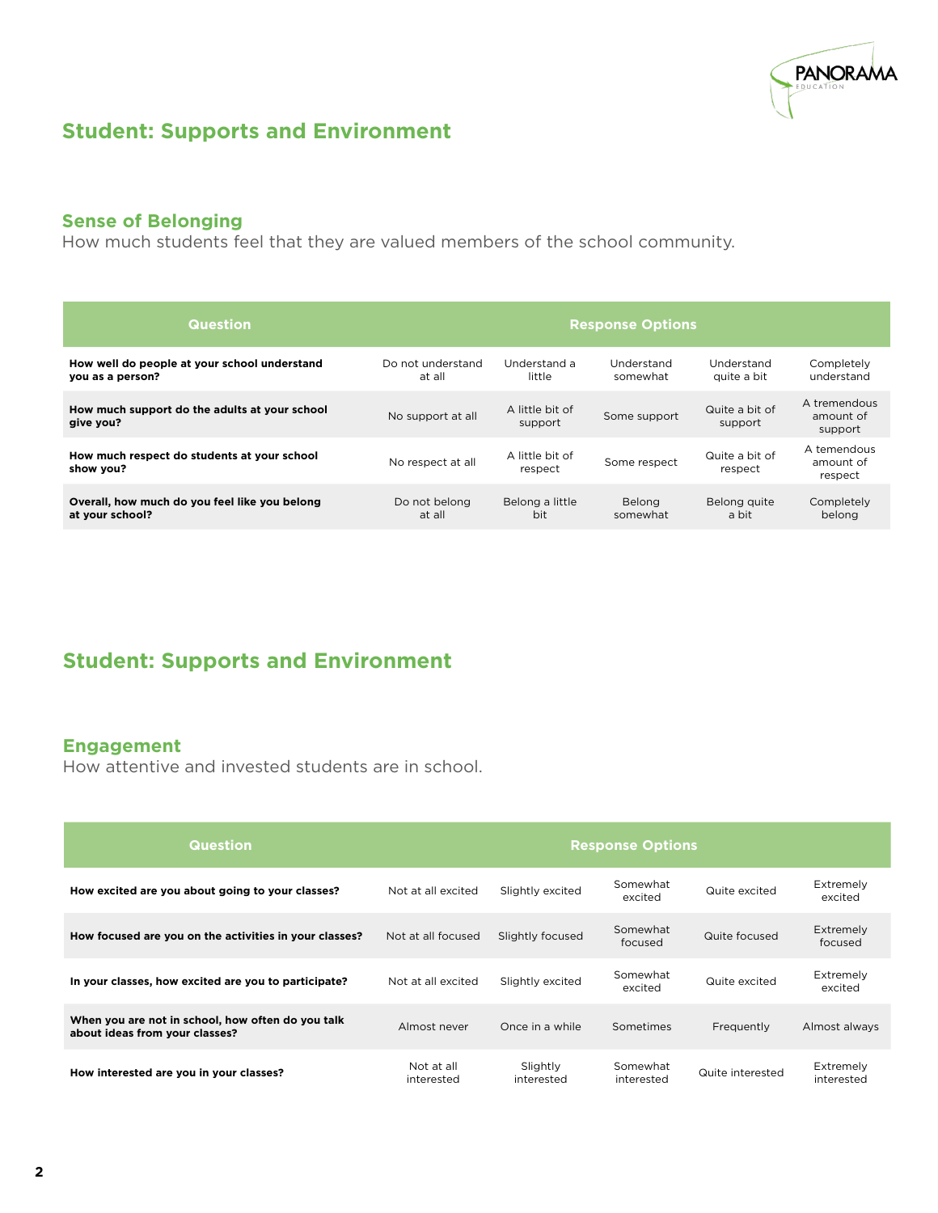## Student: Supports and Environment

### Sense of Belonging

How much students feel that they are valued members of the school community.

| Question | Response Options | | | | |
|---|---|---|---|---|---|
| **How well do people at your school understand you as a person?** | Do not understand at all | Understand a little | Understand somewhat | Understand quite a bit | Completely understand |
| **How much support do the adults at your school give you?** | No support at all | A little bit of support | Some support | Quite a bit of support | A tremendous amount of support |
| **How much respect do students at your school show you?** | No respect at all | A little bit of respect | Some respect | Quite a bit of respect | A temendous amount of respect |
| **Overall, how much do you feel like you belong at your school?** | Do not belong at all | Belong a little bit | Belong somewhat | Belong quite a bit | Completely belong |

## Student: Supports and Environment

### Engagement

How attentive and invested students are in school.

| Question | Response Options | | | | |
|---|---|---|---|---|---|
| **How excited are you about going to your classes?** | Not at all excited | Slightly excited | Somewhat excited | Quite excited | Extremely excited |
| **How focused are you on the activities in your classes?** | Not at all focused | Slightly focused | Somewhat focused | Quite focused | Extremely focused |
| **In your classes, how excited are you to participate?** | Not at all excited | Slightly excited | Somewhat excited | Quite excited | Extremely excited |
| **When you are not in school, how often do you talk about ideas from your classes?** | Almost never | Once in a while | Sometimes | Frequently | Almost always |
| **How interested are you in your classes?** | Not at all interested | Slightly interested | Somewhat interested | Quite interested | Extremely interested |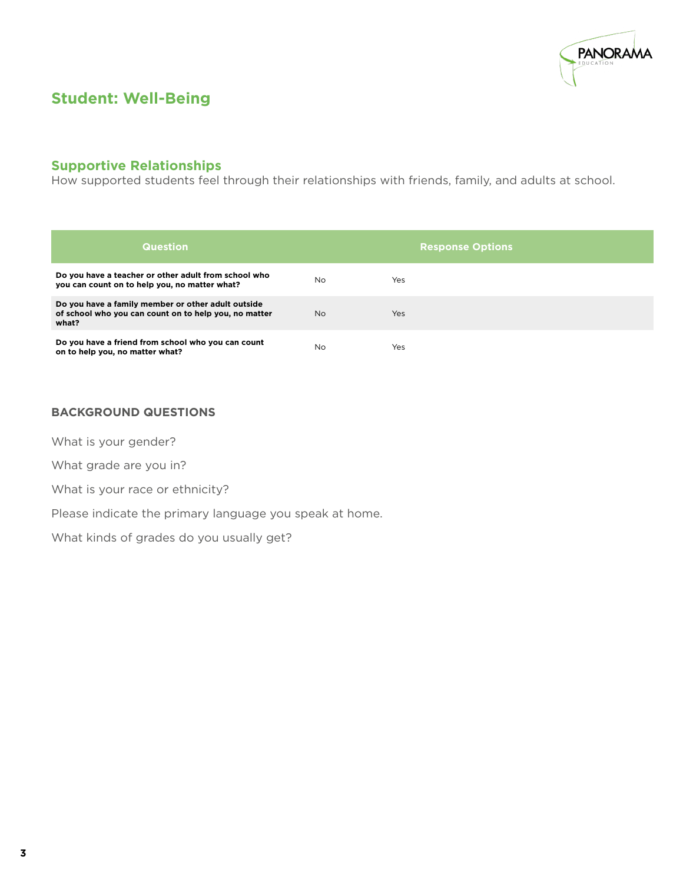## Student: Well-Being

### Supportive Relationships

How supported students feel through their relationships with friends, family, and adults at school.

| Question | Response Options | |
|---|---|---|
| **Do you have a teacher or other adult from school who you can count on to help you, no matter what?** | No | Yes |
| **Do you have a family member or other adult outside of school who you can count on to help you, no matter what?** | No | Yes |
| **Do you have a friend from school who you can count on to help you, no matter what?** | No | Yes |

#### BACKGROUND QUESTIONS

What is your gender?

What grade are you in?

What is your race or ethnicity?

Please indicate the primary language you speak at home.

What kinds of grades do you usually get?